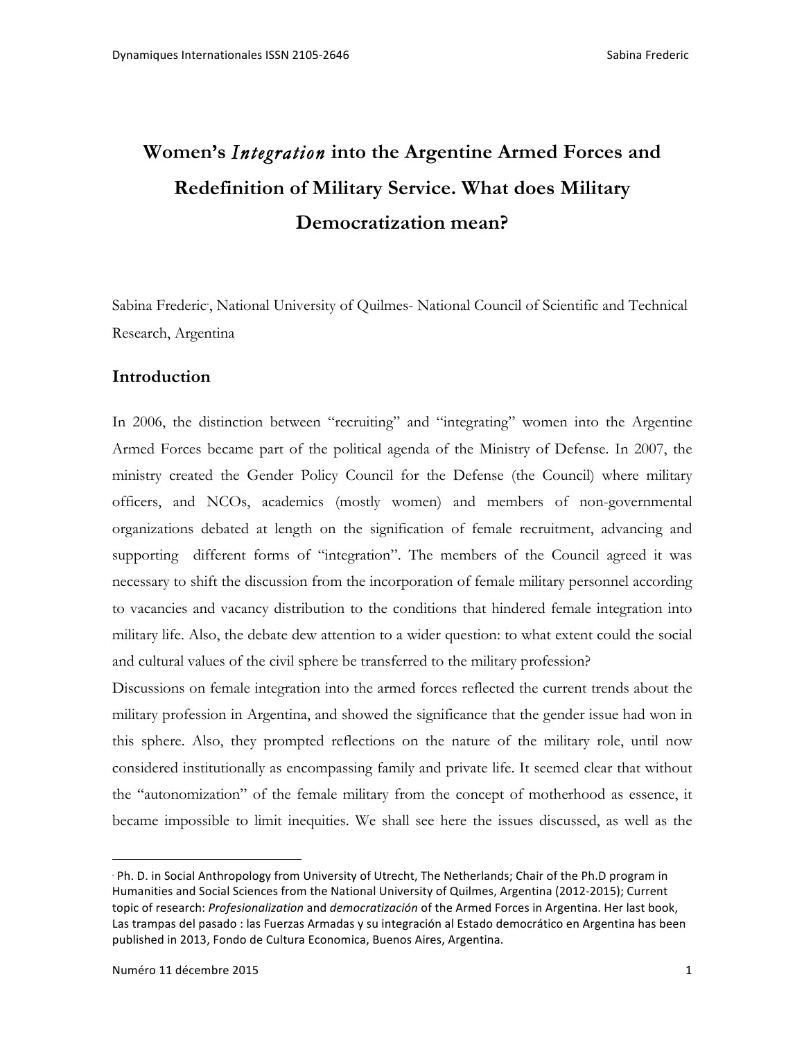# Women's *Integration* into the Argentine Armed Forces and Redefinition of Military Service. What does Military Democratization mean?

Sabina Frederic[*], National University of Quilmes- National Council of Scientific and Technical Research, Argentina

## Introduction

In 2006, the distinction between "recruiting" and "integrating" women into the Argentine Armed Forces became part of the political agenda of the Ministry of Defense. In 2007, the ministry created the Gender Policy Council for the Defense (the Council) where military officers, and NCOs, academics (mostly women) and members of non-governmental organizations debated at length on the signification of female recruitment, advancing and supporting different forms of "integration". The members of the Council agreed it was necessary to shift the discussion from the incorporation of female military personnel according to vacancies and vacancy distribution to the conditions that hindered female integration into military life. Also, the debate dew attention to a wider question: to what extent could the social and cultural values of the civil sphere be transferred to the military profession?

Discussions on female integration into the armed forces reflected the current trends about the military profession in Argentina, and showed the significance that the gender issue had won in this sphere. Also, they prompted reflections on the nature of the military role, until now considered institutionally as encompassing family and private life. It seemed clear that without the "autonomization" of the female military from the concept of motherhood as essence, it became impossible to limit inequities. We shall see here the issues discussed, as well as the

---

[*] Ph. D. in Social Anthropology from University of Utrecht, The Netherlands; Chair of the Ph.D program in Humanities and Social Sciences from the National University of Quilmes, Argentina (2012-2015); Current topic of research: *Profesionalization* and *democratización* of the Armed Forces in Argentina. Her last book, Las trampas del pasado : las Fuerzas Armadas y su integración al Estado democrático en Argentina has been published in 2013, Fondo de Cultura Economica, Buenos Aires, Argentina.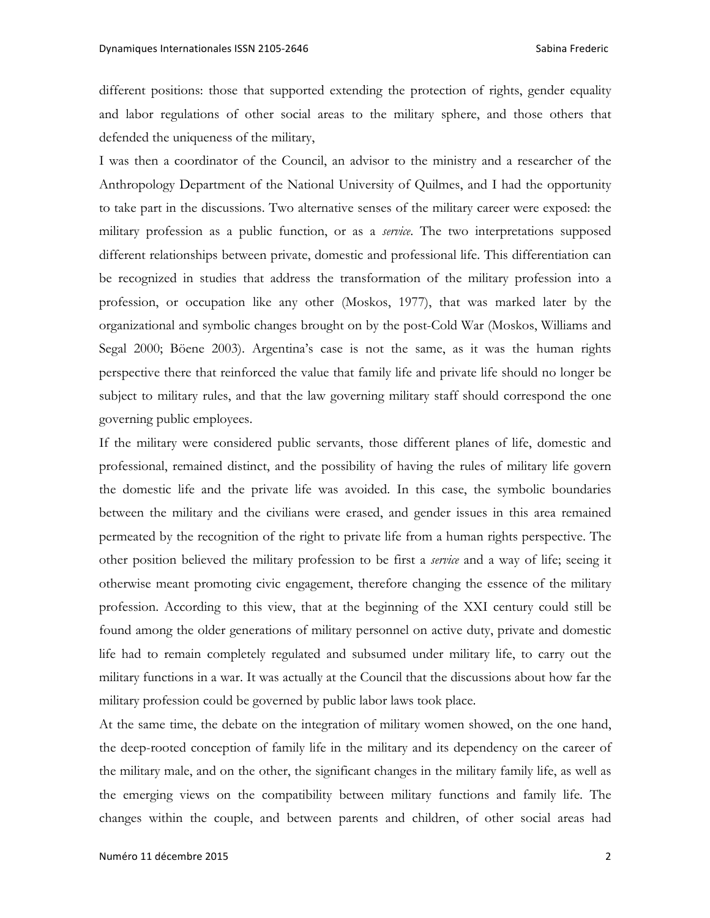different positions: those that supported extending the protection of rights, gender equality and labor regulations of other social areas to the military sphere, and those others that defended the uniqueness of the military,

I was then a coordinator of the Council, an advisor to the ministry and a researcher of the Anthropology Department of the National University of Quilmes, and I had the opportunity to take part in the discussions. Two alternative senses of the military career were exposed: the military profession as a public function, or as a *service*. The two interpretations supposed different relationships between private, domestic and professional life. This differentiation can be recognized in studies that address the transformation of the military profession into a profession, or occupation like any other (Moskos, 1977), that was marked later by the organizational and symbolic changes brought on by the post-Cold War (Moskos, Williams and Segal 2000; Böene 2003). Argentina's case is not the same, as it was the human rights perspective there that reinforced the value that family life and private life should no longer be subject to military rules, and that the law governing military staff should correspond the one governing public employees.

If the military were considered public servants, those different planes of life, domestic and professional, remained distinct, and the possibility of having the rules of military life govern the domestic life and the private life was avoided. In this case, the symbolic boundaries between the military and the civilians were erased, and gender issues in this area remained permeated by the recognition of the right to private life from a human rights perspective. The other position believed the military profession to be first a *service* and a way of life; seeing it otherwise meant promoting civic engagement, therefore changing the essence of the military profession. According to this view, that at the beginning of the XXI century could still be found among the older generations of military personnel on active duty, private and domestic life had to remain completely regulated and subsumed under military life, to carry out the military functions in a war. It was actually at the Council that the discussions about how far the military profession could be governed by public labor laws took place.

At the same time, the debate on the integration of military women showed, on the one hand, the deep-rooted conception of family life in the military and its dependency on the career of the military male, and on the other, the significant changes in the military family life, as well as the emerging views on the compatibility between military functions and family life. The changes within the couple, and between parents and children, of other social areas had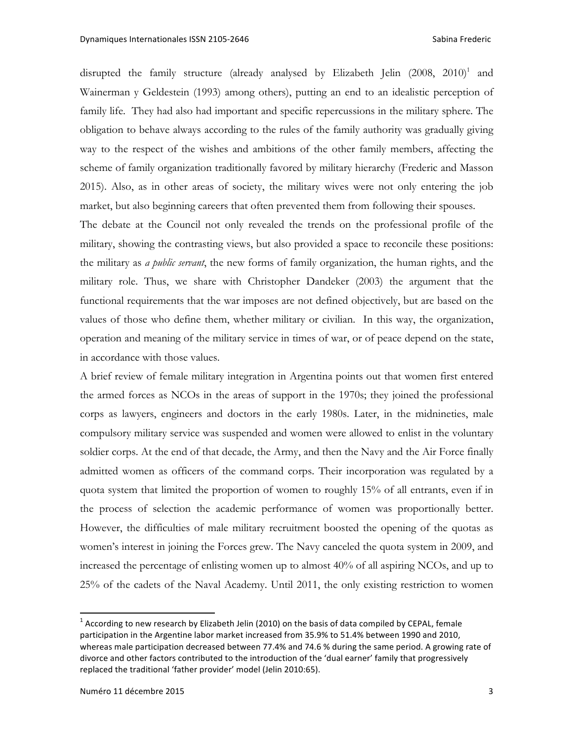disrupted the family structure (already analysed by Elizabeth Jelin (2008, 2010)[1] and Wainerman y Geldestein (1993) among others), putting an end to an idealistic perception of family life. They had also had important and specific repercussions in the military sphere. The obligation to behave always according to the rules of the family authority was gradually giving way to the respect of the wishes and ambitions of the other family members, affecting the scheme of family organization traditionally favored by military hierarchy (Frederic and Masson 2015). Also, as in other areas of society, the military wives were not only entering the job market, but also beginning careers that often prevented them from following their spouses.

The debate at the Council not only revealed the trends on the professional profile of the military, showing the contrasting views, but also provided a space to reconcile these positions: the military as *a public servant*, the new forms of family organization, the human rights, and the military role. Thus, we share with Christopher Dandeker (2003) the argument that the functional requirements that the war imposes are not defined objectively, but are based on the values of those who define them, whether military or civilian. In this way, the organization, operation and meaning of the military service in times of war, or of peace depend on the state, in accordance with those values.

A brief review of female military integration in Argentina points out that women first entered the armed forces as NCOs in the areas of support in the 1970s; they joined the professional corps as lawyers, engineers and doctors in the early 1980s. Later, in the midnineties, male compulsory military service was suspended and women were allowed to enlist in the voluntary soldier corps. At the end of that decade, the Army, and then the Navy and the Air Force finally admitted women as officers of the command corps. Their incorporation was regulated by a quota system that limited the proportion of women to roughly 15% of all entrants, even if in the process of selection the academic performance of women was proportionally better. However, the difficulties of male military recruitment boosted the opening of the quotas as women's interest in joining the Forces grew. The Navy canceled the quota system in 2009, and increased the percentage of enlisting women up to almost 40% of all aspiring NCOs, and up to 25% of the cadets of the Naval Academy. Until 2011, the only existing restriction to women

---

[1] According to new research by Elizabeth Jelin (2010) on the basis of data compiled by CEPAL, female participation in the Argentine labor market increased from 35.9% to 51.4% between 1990 and 2010, whereas male participation decreased between 77.4% and 74.6 % during the same period. A growing rate of divorce and other factors contributed to the introduction of the 'dual earner' family that progressively replaced the traditional 'father provider' model (Jelin 2010:65).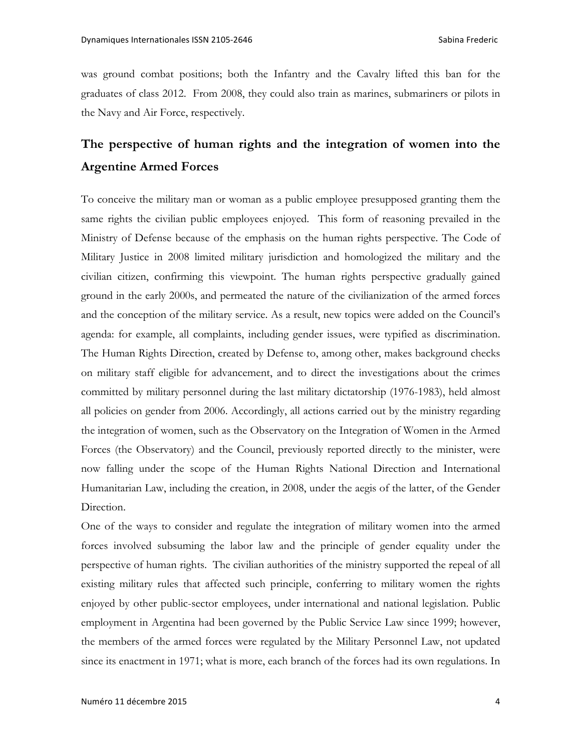was ground combat positions; both the Infantry and the Cavalry lifted this ban for the graduates of class 2012. From 2008, they could also train as marines, submariners or pilots in the Navy and Air Force, respectively.

## The perspective of human rights and the integration of women into the Argentine Armed Forces

To conceive the military man or woman as a public employee presupposed granting them the same rights the civilian public employees enjoyed. This form of reasoning prevailed in the Ministry of Defense because of the emphasis on the human rights perspective. The Code of Military Justice in 2008 limited military jurisdiction and homologized the military and the civilian citizen, confirming this viewpoint. The human rights perspective gradually gained ground in the early 2000s, and permeated the nature of the civilianization of the armed forces and the conception of the military service. As a result, new topics were added on the Council's agenda: for example, all complaints, including gender issues, were typified as discrimination. The Human Rights Direction, created by Defense to, among other, makes background checks on military staff eligible for advancement, and to direct the investigations about the crimes committed by military personnel during the last military dictatorship (1976-1983), held almost all policies on gender from 2006. Accordingly, all actions carried out by the ministry regarding the integration of women, such as the Observatory on the Integration of Women in the Armed Forces (the Observatory) and the Council, previously reported directly to the minister, were now falling under the scope of the Human Rights National Direction and International Humanitarian Law, including the creation, in 2008, under the aegis of the latter, of the Gender Direction.

One of the ways to consider and regulate the integration of military women into the armed forces involved subsuming the labor law and the principle of gender equality under the perspective of human rights. The civilian authorities of the ministry supported the repeal of all existing military rules that affected such principle, conferring to military women the rights enjoyed by other public-sector employees, under international and national legislation. Public employment in Argentina had been governed by the Public Service Law since 1999; however, the members of the armed forces were regulated by the Military Personnel Law, not updated since its enactment in 1971; what is more, each branch of the forces had its own regulations. In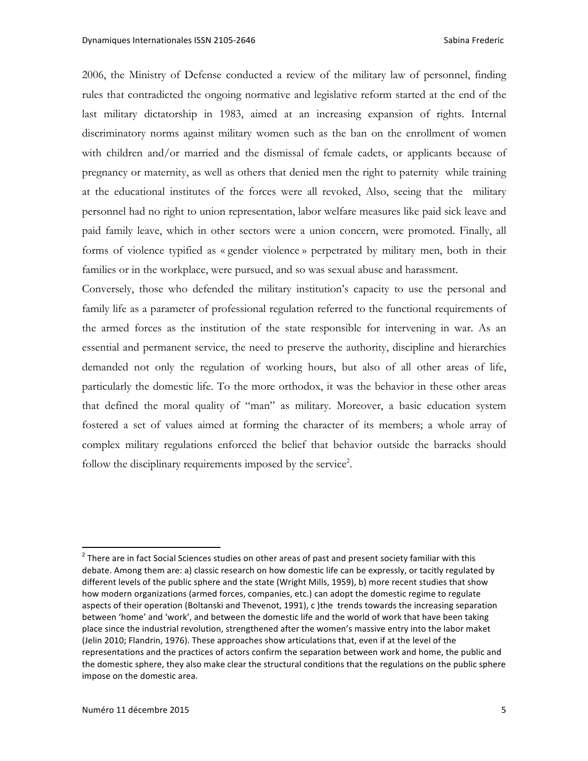2006, the Ministry of Defense conducted a review of the military law of personnel, finding rules that contradicted the ongoing normative and legislative reform started at the end of the last military dictatorship in 1983, aimed at an increasing expansion of rights. Internal discriminatory norms against military women such as the ban on the enrollment of women with children and/or married and the dismissal of female cadets, or applicants because of pregnancy or maternity, as well as others that denied men the right to paternity while training at the educational institutes of the forces were all revoked, Also, seeing that the military personnel had no right to union representation, labor welfare measures like paid sick leave and paid family leave, which in other sectors were a union concern, were promoted. Finally, all forms of violence typified as « gender violence » perpetrated by military men, both in their families or in the workplace, were pursued, and so was sexual abuse and harassment.

Conversely, those who defended the military institution's capacity to use the personal and family life as a parameter of professional regulation referred to the functional requirements of the armed forces as the institution of the state responsible for intervening in war. As an essential and permanent service, the need to preserve the authority, discipline and hierarchies demanded not only the regulation of working hours, but also of all other areas of life, particularly the domestic life. To the more orthodox, it was the behavior in these other areas that defined the moral quality of "man" as military. Moreover, a basic education system fostered a set of values aimed at forming the character of its members; a whole array of complex military regulations enforced the belief that behavior outside the barracks should follow the disciplinary requirements imposed by the service[2].

---

[2] There are in fact Social Sciences studies on other areas of past and present society familiar with this debate. Among them are: a) classic research on how domestic life can be expressly, or tacitly regulated by different levels of the public sphere and the state (Wright Mills, 1959), b) more recent studies that show how modern organizations (armed forces, companies, etc.) can adopt the domestic regime to regulate aspects of their operation (Boltanski and Thevenot, 1991), c )the trends towards the increasing separation between 'home' and 'work', and between the domestic life and the world of work that have been taking place since the industrial revolution, strengthened after the women's massive entry into the labor maket (Jelin 2010; Flandrin, 1976). These approaches show articulations that, even if at the level of the representations and the practices of actors confirm the separation between work and home, the public and the domestic sphere, they also make clear the structural conditions that the regulations on the public sphere impose on the domestic area.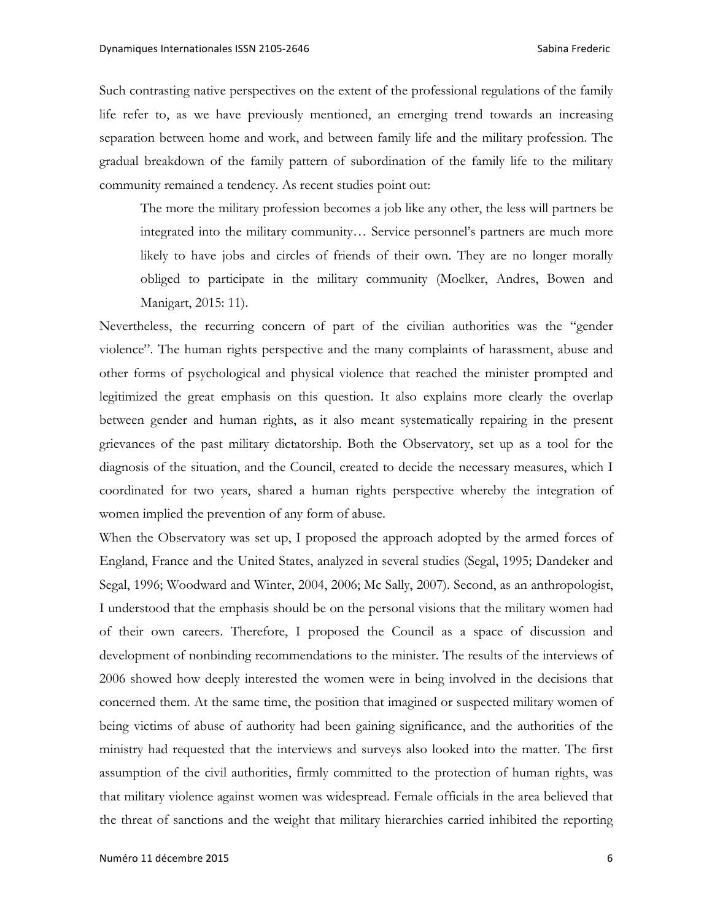Such contrasting native perspectives on the extent of the professional regulations of the family life refer to, as we have previously mentioned, an emerging trend towards an increasing separation between home and work, and between family life and the military profession. The gradual breakdown of the family pattern of subordination of the family life to the military community remained a tendency. As recent studies point out:

> The more the military profession becomes a job like any other, the less will partners be integrated into the military community… Service personnel's partners are much more likely to have jobs and circles of friends of their own. They are no longer morally obliged to participate in the military community (Moelker, Andres, Bowen and Manigart, 2015: 11).

Nevertheless, the recurring concern of part of the civilian authorities was the "gender violence". The human rights perspective and the many complaints of harassment, abuse and other forms of psychological and physical violence that reached the minister prompted and legitimized the great emphasis on this question. It also explains more clearly the overlap between gender and human rights, as it also meant systematically repairing in the present grievances of the past military dictatorship. Both the Observatory, set up as a tool for the diagnosis of the situation, and the Council, created to decide the necessary measures, which I coordinated for two years, shared a human rights perspective whereby the integration of women implied the prevention of any form of abuse.

When the Observatory was set up, I proposed the approach adopted by the armed forces of England, France and the United States, analyzed in several studies (Segal, 1995; Dandeker and Segal, 1996; Woodward and Winter, 2004, 2006; Mc Sally, 2007). Second, as an anthropologist, I understood that the emphasis should be on the personal visions that the military women had of their own careers. Therefore, I proposed the Council as a space of discussion and development of nonbinding recommendations to the minister. The results of the interviews of 2006 showed how deeply interested the women were in being involved in the decisions that concerned them. At the same time, the position that imagined or suspected military women of being victims of abuse of authority had been gaining significance, and the authorities of the ministry had requested that the interviews and surveys also looked into the matter. The first assumption of the civil authorities, firmly committed to the protection of human rights, was that military violence against women was widespread. Female officials in the area believed that the threat of sanctions and the weight that military hierarchies carried inhibited the reporting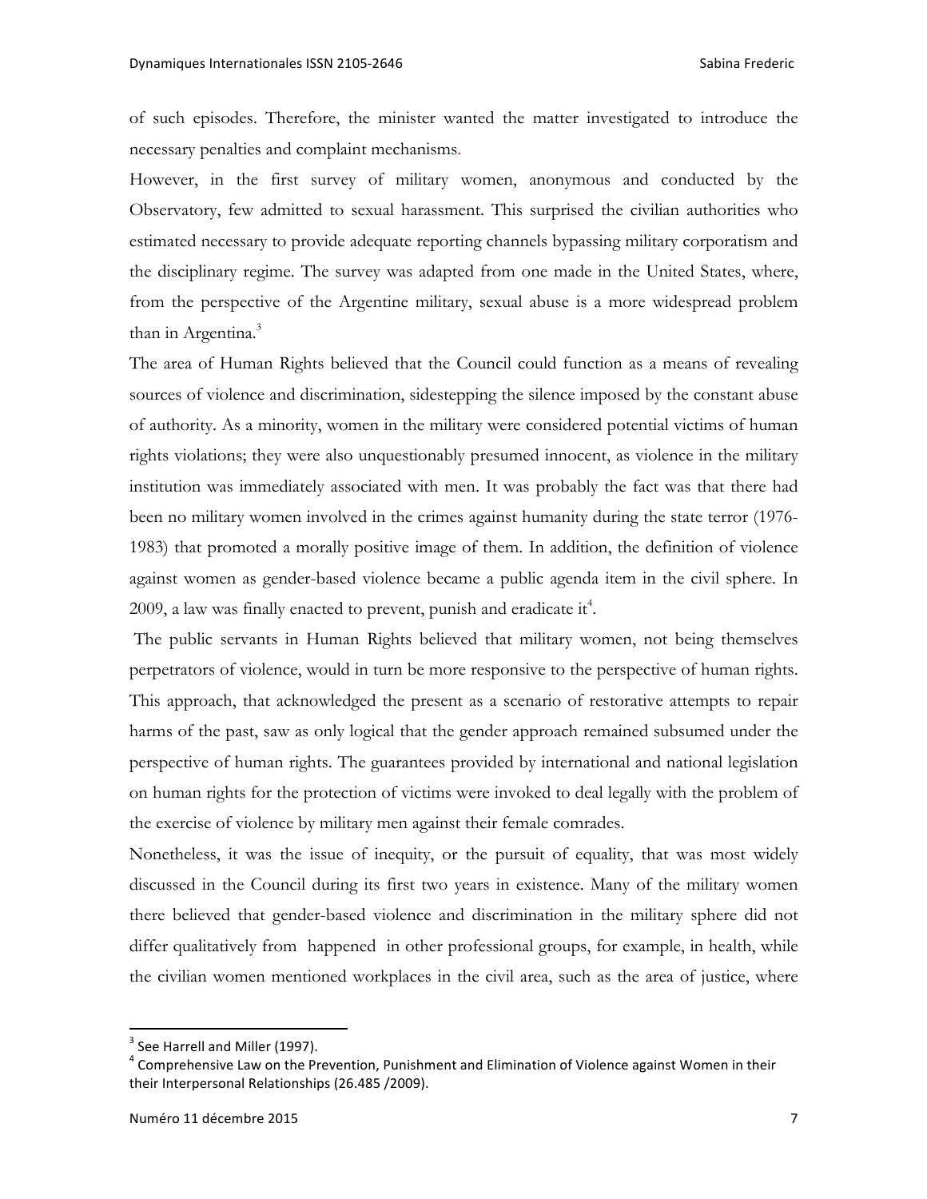of such episodes. Therefore, the minister wanted the matter investigated to introduce the necessary penalties and complaint mechanisms.

However, in the first survey of military women, anonymous and conducted by the Observatory, few admitted to sexual harassment. This surprised the civilian authorities who estimated necessary to provide adequate reporting channels bypassing military corporatism and the disciplinary regime. The survey was adapted from one made in the United States, where, from the perspective of the Argentine military, sexual abuse is a more widespread problem than in Argentina.[3]

The area of Human Rights believed that the Council could function as a means of revealing sources of violence and discrimination, sidestepping the silence imposed by the constant abuse of authority. As a minority, women in the military were considered potential victims of human rights violations; they were also unquestionably presumed innocent, as violence in the military institution was immediately associated with men. It was probably the fact was that there had been no military women involved in the crimes against humanity during the state terror (1976-1983) that promoted a morally positive image of them. In addition, the definition of violence against women as gender-based violence became a public agenda item in the civil sphere. In 2009, a law was finally enacted to prevent, punish and eradicate it[4].

The public servants in Human Rights believed that military women, not being themselves perpetrators of violence, would in turn be more responsive to the perspective of human rights. This approach, that acknowledged the present as a scenario of restorative attempts to repair harms of the past, saw as only logical that the gender approach remained subsumed under the perspective of human rights. The guarantees provided by international and national legislation on human rights for the protection of victims were invoked to deal legally with the problem of the exercise of violence by military men against their female comrades.

Nonetheless, it was the issue of inequity, or the pursuit of equality, that was most widely discussed in the Council during its first two years in existence. Many of the military women there believed that gender-based violence and discrimination in the military sphere did not differ qualitatively from happened in other professional groups, for example, in health, while the civilian women mentioned workplaces in the civil area, such as the area of justice, where

---

[3] See Harrell and Miller (1997).

[4] Comprehensive Law on the Prevention, Punishment and Elimination of Violence against Women in their their Interpersonal Relationships (26.485 /2009).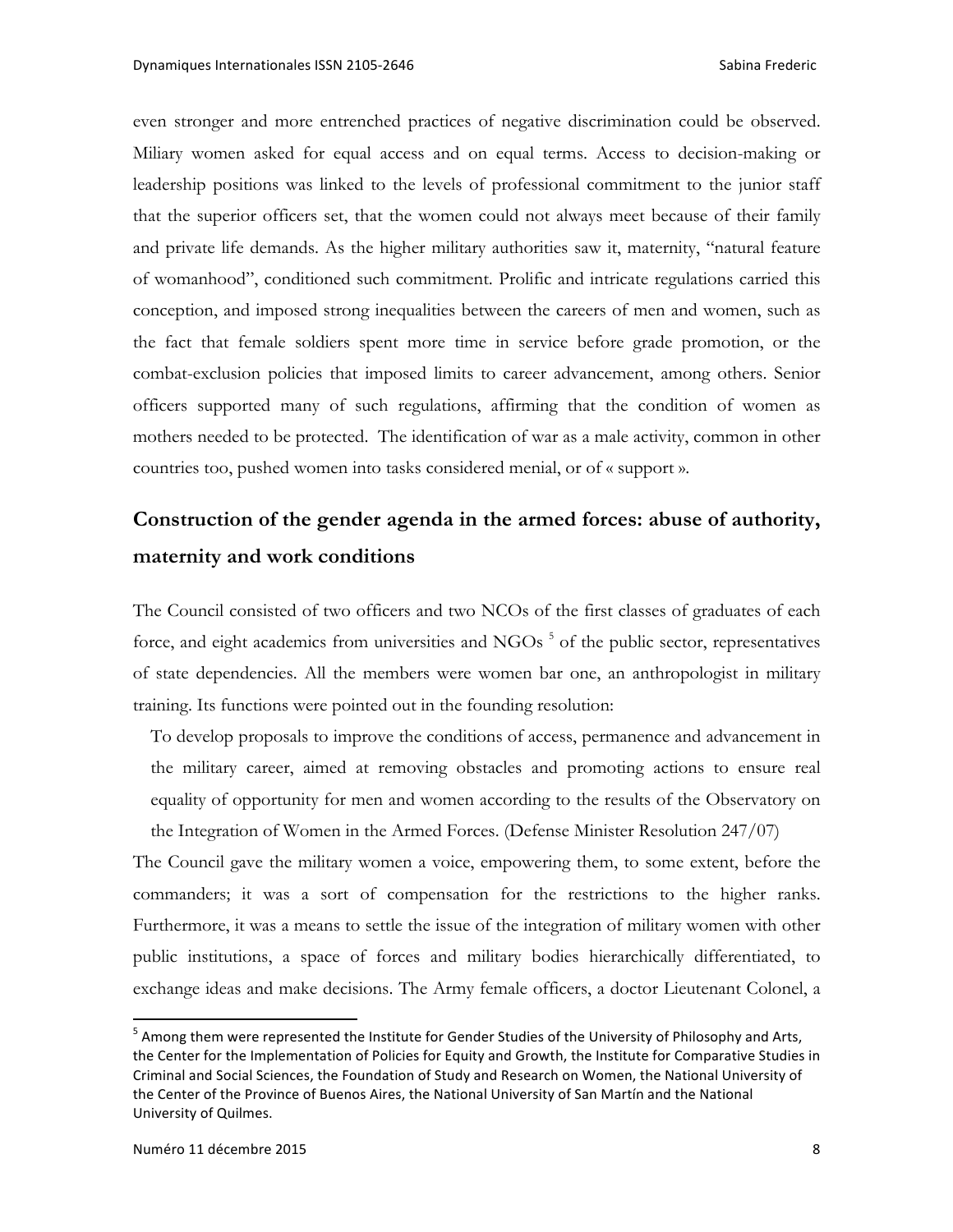even stronger and more entrenched practices of negative discrimination could be observed. Miliary women asked for equal access and on equal terms. Access to decision-making or leadership positions was linked to the levels of professional commitment to the junior staff that the superior officers set, that the women could not always meet because of their family and private life demands. As the higher military authorities saw it, maternity, "natural feature of womanhood", conditioned such commitment. Prolific and intricate regulations carried this conception, and imposed strong inequalities between the careers of men and women, such as the fact that female soldiers spent more time in service before grade promotion, or the combat-exclusion policies that imposed limits to career advancement, among others. Senior officers supported many of such regulations, affirming that the condition of women as mothers needed to be protected. The identification of war as a male activity, common in other countries too, pushed women into tasks considered menial, or of « support ».

## Construction of the gender agenda in the armed forces: abuse of authority, maternity and work conditions

The Council consisted of two officers and two NCOs of the first classes of graduates of each force, and eight academics from universities and NGOs [5] of the public sector, representatives of state dependencies. All the members were women bar one, an anthropologist in military training. Its functions were pointed out in the founding resolution:

> To develop proposals to improve the conditions of access, permanence and advancement in the military career, aimed at removing obstacles and promoting actions to ensure real equality of opportunity for men and women according to the results of the Observatory on the Integration of Women in the Armed Forces. (Defense Minister Resolution 247/07)

The Council gave the military women a voice, empowering them, to some extent, before the commanders; it was a sort of compensation for the restrictions to the higher ranks. Furthermore, it was a means to settle the issue of the integration of military women with other public institutions, a space of forces and military bodies hierarchically differentiated, to exchange ideas and make decisions. The Army female officers, a doctor Lieutenant Colonel, a

---

[5] Among them were represented the Institute for Gender Studies of the University of Philosophy and Arts, the Center for the Implementation of Policies for Equity and Growth, the Institute for Comparative Studies in Criminal and Social Sciences, the Foundation of Study and Research on Women, the National University of the Center of the Province of Buenos Aires, the National University of San Martín and the National University of Quilmes.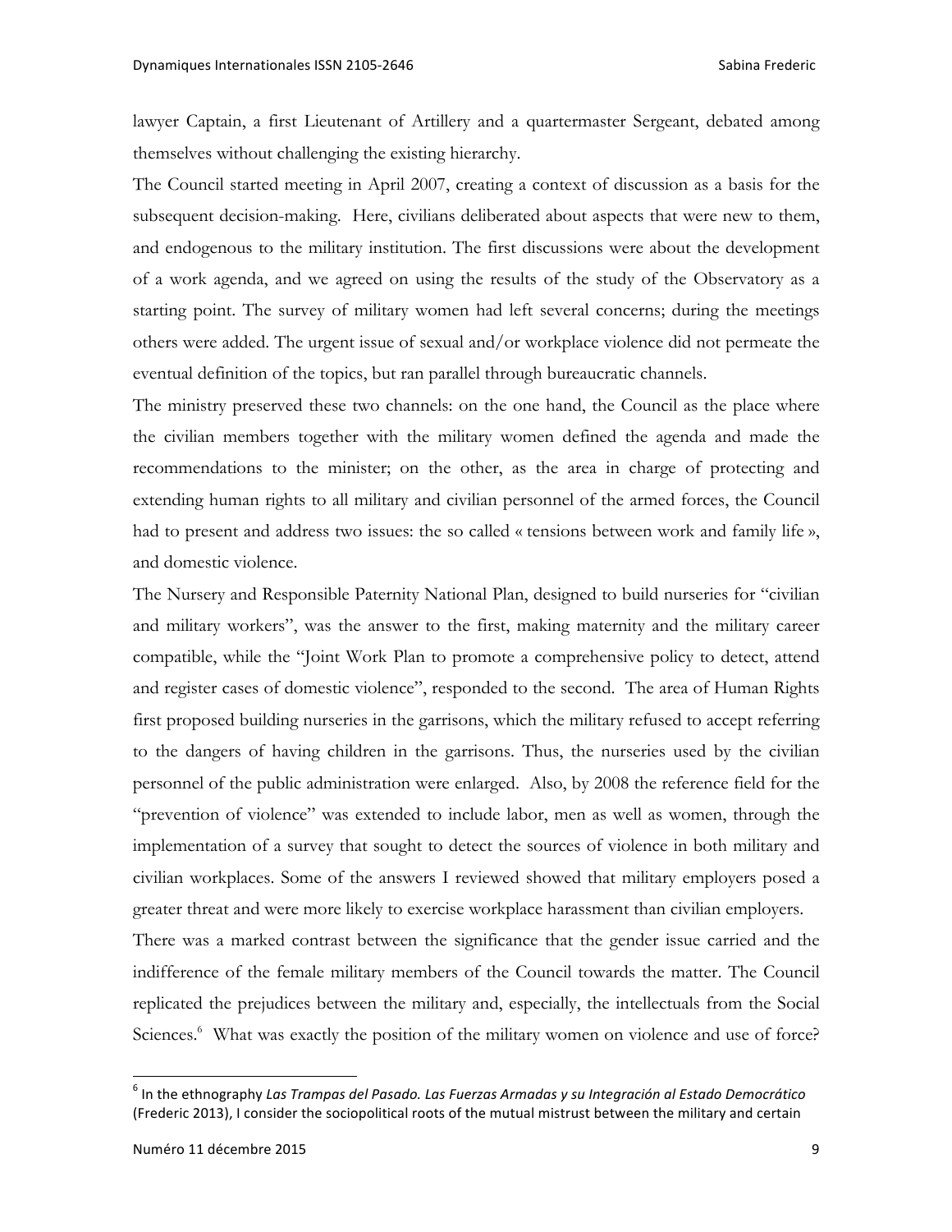lawyer Captain, a first Lieutenant of Artillery and a quartermaster Sergeant, debated among themselves without challenging the existing hierarchy.

The Council started meeting in April 2007, creating a context of discussion as a basis for the subsequent decision-making. Here, civilians deliberated about aspects that were new to them, and endogenous to the military institution. The first discussions were about the development of a work agenda, and we agreed on using the results of the study of the Observatory as a starting point. The survey of military women had left several concerns; during the meetings others were added. The urgent issue of sexual and/or workplace violence did not permeate the eventual definition of the topics, but ran parallel through bureaucratic channels.

The ministry preserved these two channels: on the one hand, the Council as the place where the civilian members together with the military women defined the agenda and made the recommendations to the minister; on the other, as the area in charge of protecting and extending human rights to all military and civilian personnel of the armed forces, the Council had to present and address two issues: the so called « tensions between work and family life », and domestic violence.

The Nursery and Responsible Paternity National Plan, designed to build nurseries for "civilian and military workers", was the answer to the first, making maternity and the military career compatible, while the "Joint Work Plan to promote a comprehensive policy to detect, attend and register cases of domestic violence", responded to the second. The area of Human Rights first proposed building nurseries in the garrisons, which the military refused to accept referring to the dangers of having children in the garrisons. Thus, the nurseries used by the civilian personnel of the public administration were enlarged. Also, by 2008 the reference field for the "prevention of violence" was extended to include labor, men as well as women, through the implementation of a survey that sought to detect the sources of violence in both military and civilian workplaces. Some of the answers I reviewed showed that military employers posed a greater threat and were more likely to exercise workplace harassment than civilian employers.

There was a marked contrast between the significance that the gender issue carried and the indifference of the female military members of the Council towards the matter. The Council replicated the prejudices between the military and, especially, the intellectuals from the Social Sciences.[6] What was exactly the position of the military women on violence and use of force?

[6] In the ethnography *Las Trampas del Pasado. Las Fuerzas Armadas y su Integración al Estado Democrático* (Frederic 2013), I consider the sociopolitical roots of the mutual mistrust between the military and certain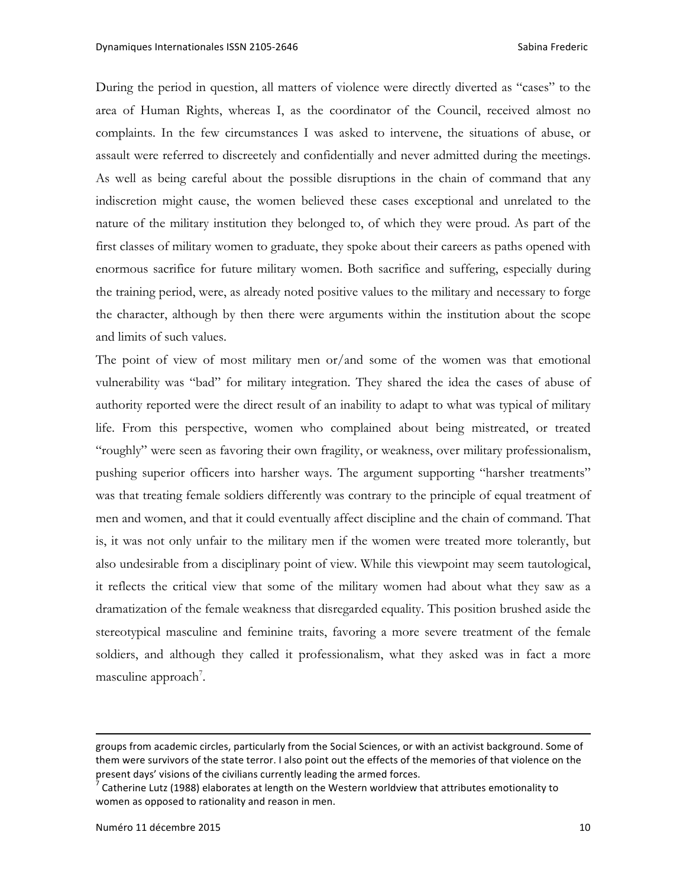During the period in question, all matters of violence were directly diverted as "cases" to the area of Human Rights, whereas I, as the coordinator of the Council, received almost no complaints. In the few circumstances I was asked to intervene, the situations of abuse, or assault were referred to discreetely and confidentially and never admitted during the meetings. As well as being careful about the possible disruptions in the chain of command that any indiscretion might cause, the women believed these cases exceptional and unrelated to the nature of the military institution they belonged to, of which they were proud. As part of the first classes of military women to graduate, they spoke about their careers as paths opened with enormous sacrifice for future military women. Both sacrifice and suffering, especially during the training period, were, as already noted positive values to the military and necessary to forge the character, although by then there were arguments within the institution about the scope and limits of such values.

The point of view of most military men or/and some of the women was that emotional vulnerability was "bad" for military integration. They shared the idea the cases of abuse of authority reported were the direct result of an inability to adapt to what was typical of military life. From this perspective, women who complained about being mistreated, or treated "roughly" were seen as favoring their own fragility, or weakness, over military professionalism, pushing superior officers into harsher ways. The argument supporting "harsher treatments" was that treating female soldiers differently was contrary to the principle of equal treatment of men and women, and that it could eventually affect discipline and the chain of command. That is, it was not only unfair to the military men if the women were treated more tolerantly, but also undesirable from a disciplinary point of view. While this viewpoint may seem tautological, it reflects the critical view that some of the military women had about what they saw as a dramatization of the female weakness that disregarded equality. This position brushed aside the stereotypical masculine and feminine traits, favoring a more severe treatment of the female soldiers, and although they called it professionalism, what they asked was in fact a more masculine approach[7].

---

groups from academic circles, particularly from the Social Sciences, or with an activist background. Some of them were survivors of the state terror. I also point out the effects of the memories of that violence on the present days' visions of the civilians currently leading the armed forces.

[7] Catherine Lutz (1988) elaborates at length on the Western worldview that attributes emotionality to women as opposed to rationality and reason in men.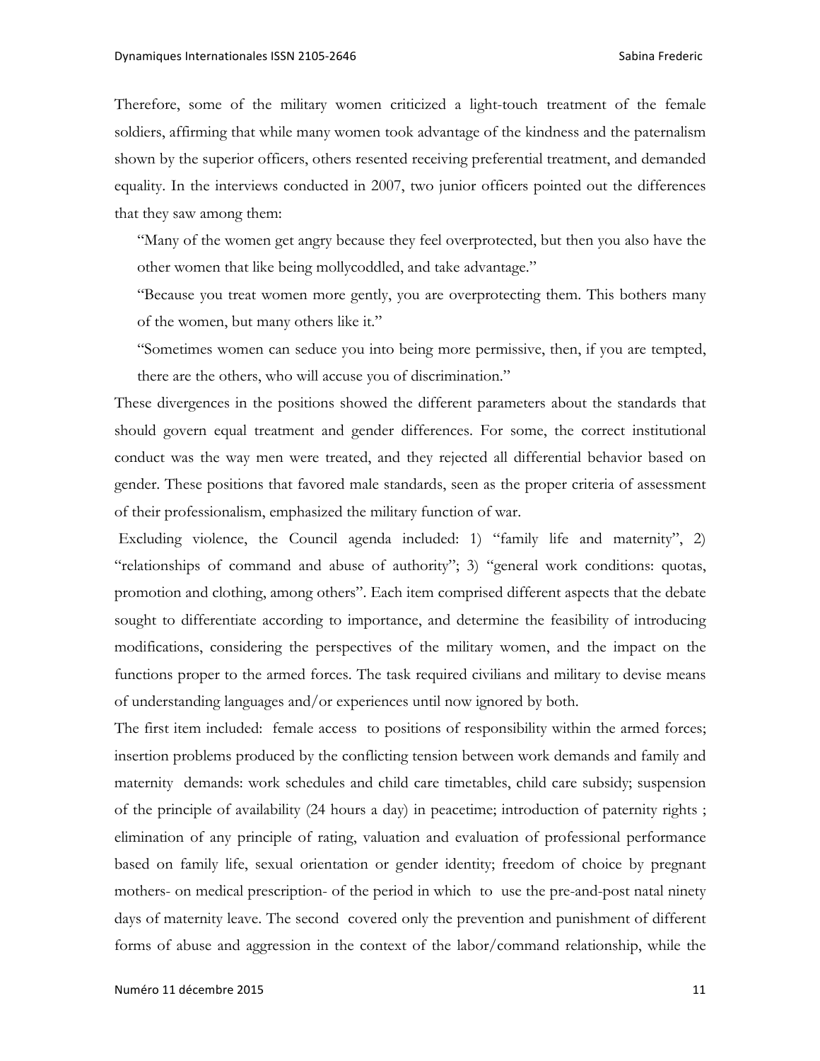Therefore, some of the military women criticized a light-touch treatment of the female soldiers, affirming that while many women took advantage of the kindness and the paternalism shown by the superior officers, others resented receiving preferential treatment, and demanded equality. In the interviews conducted in 2007, two junior officers pointed out the differences that they saw among them:

> "Many of the women get angry because they feel overprotected, but then you also have the other women that like being mollycoddled, and take advantage."
>
> "Because you treat women more gently, you are overprotecting them. This bothers many of the women, but many others like it."
>
> "Sometimes women can seduce you into being more permissive, then, if you are tempted, there are the others, who will accuse you of discrimination."

These divergences in the positions showed the different parameters about the standards that should govern equal treatment and gender differences. For some, the correct institutional conduct was the way men were treated, and they rejected all differential behavior based on gender. These positions that favored male standards, seen as the proper criteria of assessment of their professionalism, emphasized the military function of war.

Excluding violence, the Council agenda included: 1) "family life and maternity", 2) "relationships of command and abuse of authority"; 3) "general work conditions: quotas, promotion and clothing, among others". Each item comprised different aspects that the debate sought to differentiate according to importance, and determine the feasibility of introducing modifications, considering the perspectives of the military women, and the impact on the functions proper to the armed forces. The task required civilians and military to devise means of understanding languages and/or experiences until now ignored by both.

The first item included: female access to positions of responsibility within the armed forces; insertion problems produced by the conflicting tension between work demands and family and maternity demands: work schedules and child care timetables, child care subsidy; suspension of the principle of availability (24 hours a day) in peacetime; introduction of paternity rights ; elimination of any principle of rating, valuation and evaluation of professional performance based on family life, sexual orientation or gender identity; freedom of choice by pregnant mothers- on medical prescription- of the period in which to use the pre-and-post natal ninety days of maternity leave. The second covered only the prevention and punishment of different forms of abuse and aggression in the context of the labor/command relationship, while the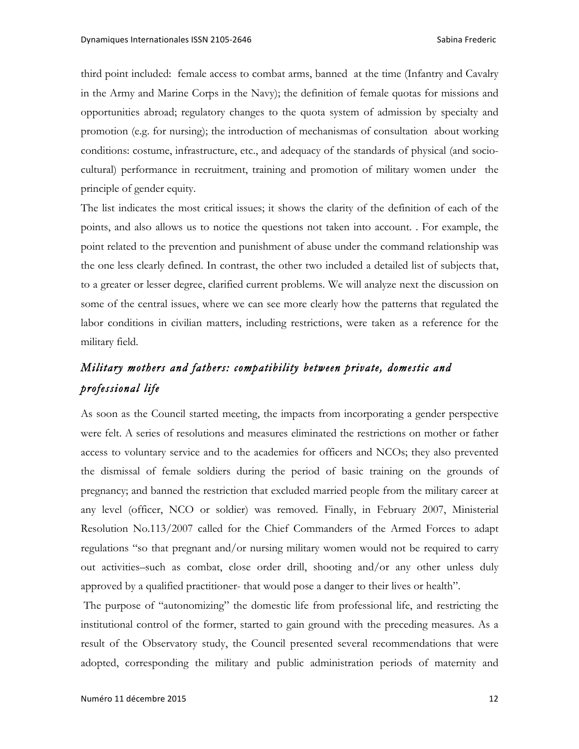third point included: female access to combat arms, banned at the time (Infantry and Cavalry in the Army and Marine Corps in the Navy); the definition of female quotas for missions and opportunities abroad; regulatory changes to the quota system of admission by specialty and promotion (e.g. for nursing); the introduction of mechanismas of consultation about working conditions: costume, infrastructure, etc., and adequacy of the standards of physical (and socio-cultural) performance in recruitment, training and promotion of military women under the principle of gender equity.

The list indicates the most critical issues; it shows the clarity of the definition of each of the points, and also allows us to notice the questions not taken into account. . For example, the point related to the prevention and punishment of abuse under the command relationship was the one less clearly defined. In contrast, the other two included a detailed list of subjects that, to a greater or lesser degree, clarified current problems. We will analyze next the discussion on some of the central issues, where we can see more clearly how the patterns that regulated the labor conditions in civilian matters, including restrictions, were taken as a reference for the military field.

### *Military mothers and fathers: compatibility between private, domestic and professional life*

As soon as the Council started meeting, the impacts from incorporating a gender perspective were felt. A series of resolutions and measures eliminated the restrictions on mother or father access to voluntary service and to the academies for officers and NCOs; they also prevented the dismissal of female soldiers during the period of basic training on the grounds of pregnancy; and banned the restriction that excluded married people from the military career at any level (officer, NCO or soldier) was removed. Finally, in February 2007, Ministerial Resolution No.113/2007 called for the Chief Commanders of the Armed Forces to adapt regulations "so that pregnant and/or nursing military women would not be required to carry out activities–such as combat, close order drill, shooting and/or any other unless duly approved by a qualified practitioner- that would pose a danger to their lives or health".

The purpose of "autonomizing" the domestic life from professional life, and restricting the institutional control of the former, started to gain ground with the preceding measures. As a result of the Observatory study, the Council presented several recommendations that were adopted, corresponding the military and public administration periods of maternity and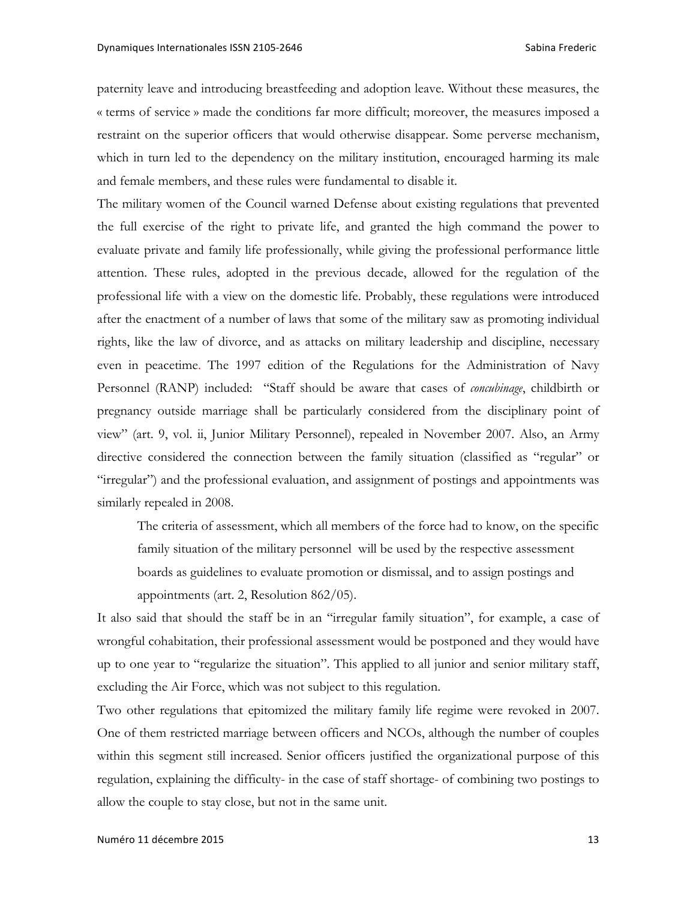paternity leave and introducing breastfeeding and adoption leave. Without these measures, the « terms of service » made the conditions far more difficult; moreover, the measures imposed a restraint on the superior officers that would otherwise disappear. Some perverse mechanism, which in turn led to the dependency on the military institution, encouraged harming its male and female members, and these rules were fundamental to disable it.

The military women of the Council warned Defense about existing regulations that prevented the full exercise of the right to private life, and granted the high command the power to evaluate private and family life professionally, while giving the professional performance little attention. These rules, adopted in the previous decade, allowed for the regulation of the professional life with a view on the domestic life. Probably, these regulations were introduced after the enactment of a number of laws that some of the military saw as promoting individual rights, like the law of divorce, and as attacks on military leadership and discipline, necessary even in peacetime. The 1997 edition of the Regulations for the Administration of Navy Personnel (RANP) included: "Staff should be aware that cases of *concubinage*, childbirth or pregnancy outside marriage shall be particularly considered from the disciplinary point of view" (art. 9, vol. ii, Junior Military Personnel), repealed in November 2007. Also, an Army directive considered the connection between the family situation (classified as "regular" or "irregular") and the professional evaluation, and assignment of postings and appointments was similarly repealed in 2008.

> The criteria of assessment, which all members of the force had to know, on the specific family situation of the military personnel will be used by the respective assessment boards as guidelines to evaluate promotion or dismissal, and to assign postings and appointments (art. 2, Resolution 862/05).

It also said that should the staff be in an "irregular family situation", for example, a case of wrongful cohabitation, their professional assessment would be postponed and they would have up to one year to "regularize the situation". This applied to all junior and senior military staff, excluding the Air Force, which was not subject to this regulation.

Two other regulations that epitomized the military family life regime were revoked in 2007. One of them restricted marriage between officers and NCOs, although the number of couples within this segment still increased. Senior officers justified the organizational purpose of this regulation, explaining the difficulty- in the case of staff shortage- of combining two postings to allow the couple to stay close, but not in the same unit.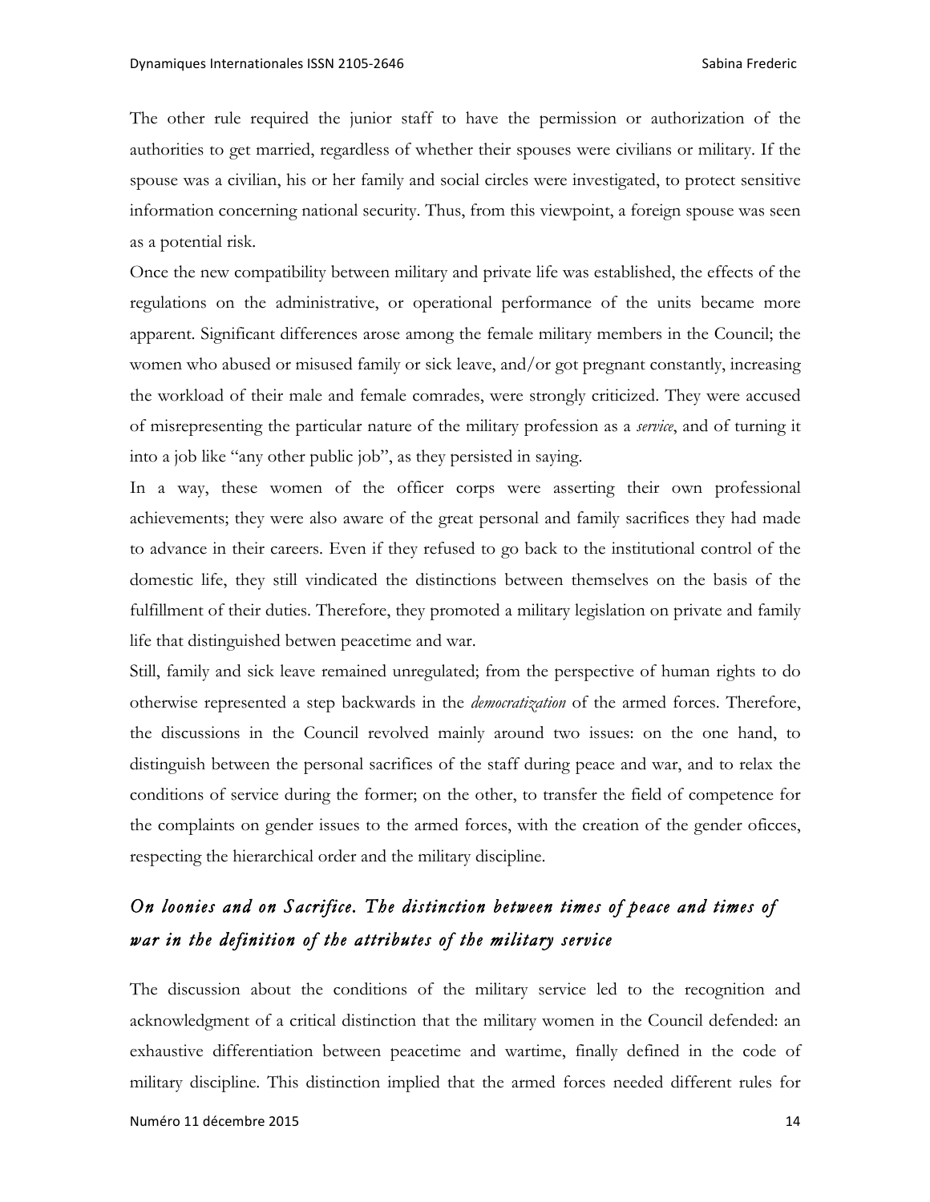The other rule required the junior staff to have the permission or authorization of the authorities to get married, regardless of whether their spouses were civilians or military. If the spouse was a civilian, his or her family and social circles were investigated, to protect sensitive information concerning national security. Thus, from this viewpoint, a foreign spouse was seen as a potential risk.

Once the new compatibility between military and private life was established, the effects of the regulations on the administrative, or operational performance of the units became more apparent. Significant differences arose among the female military members in the Council; the women who abused or misused family or sick leave, and/or got pregnant constantly, increasing the workload of their male and female comrades, were strongly criticized. They were accused of misrepresenting the particular nature of the military profession as a *service*, and of turning it into a job like "any other public job", as they persisted in saying.

In a way, these women of the officer corps were asserting their own professional achievements; they were also aware of the great personal and family sacrifices they had made to advance in their careers. Even if they refused to go back to the institutional control of the domestic life, they still vindicated the distinctions between themselves on the basis of the fulfillment of their duties. Therefore, they promoted a military legislation on private and family life that distinguished betwen peacetime and war.

Still, family and sick leave remained unregulated; from the perspective of human rights to do otherwise represented a step backwards in the *democratization* of the armed forces. Therefore, the discussions in the Council revolved mainly around two issues: on the one hand, to distinguish between the personal sacrifices of the staff during peace and war, and to relax the conditions of service during the former; on the other, to transfer the field of competence for the complaints on gender issues to the armed forces, with the creation of the gender oficces, respecting the hierarchical order and the military discipline.

## *On loonies and on Sacrifice. The distinction between times of peace and times of war in the definition of the attributes of the military service*

The discussion about the conditions of the military service led to the recognition and acknowledgment of a critical distinction that the military women in the Council defended: an exhaustive differentiation between peacetime and wartime, finally defined in the code of military discipline. This distinction implied that the armed forces needed different rules for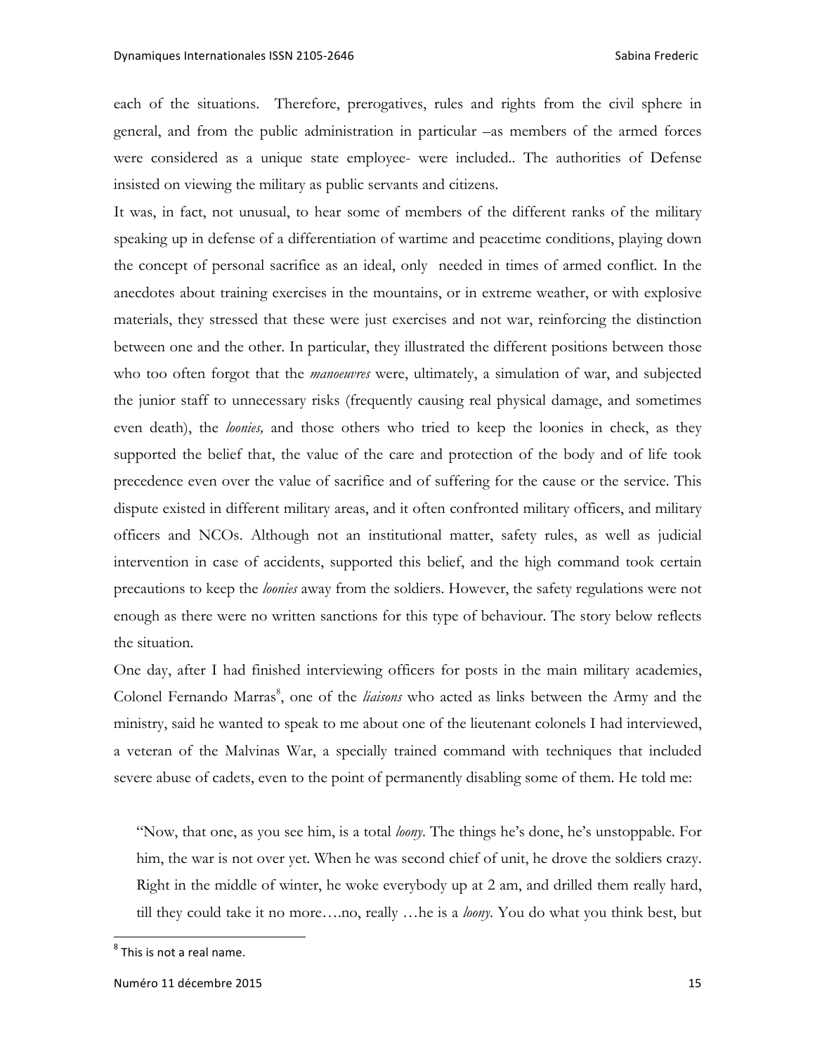each of the situations. Therefore, prerogatives, rules and rights from the civil sphere in general, and from the public administration in particular –as members of the armed forces were considered as a unique state employee- were included.. The authorities of Defense insisted on viewing the military as public servants and citizens.

It was, in fact, not unusual, to hear some of members of the different ranks of the military speaking up in defense of a differentiation of wartime and peacetime conditions, playing down the concept of personal sacrifice as an ideal, only needed in times of armed conflict. In the anecdotes about training exercises in the mountains, or in extreme weather, or with explosive materials, they stressed that these were just exercises and not war, reinforcing the distinction between one and the other. In particular, they illustrated the different positions between those who too often forgot that the *manoeuvres* were, ultimately, a simulation of war, and subjected the junior staff to unnecessary risks (frequently causing real physical damage, and sometimes even death), the *loonies,* and those others who tried to keep the loonies in check, as they supported the belief that, the value of the care and protection of the body and of life took precedence even over the value of sacrifice and of suffering for the cause or the service. This dispute existed in different military areas, and it often confronted military officers, and military officers and NCOs. Although not an institutional matter, safety rules, as well as judicial intervention in case of accidents, supported this belief, and the high command took certain precautions to keep the *loonies* away from the soldiers. However, the safety regulations were not enough as there were no written sanctions for this type of behaviour. The story below reflects the situation.

One day, after I had finished interviewing officers for posts in the main military academies, Colonel Fernando Marras[8], one of the *liaisons* who acted as links between the Army and the ministry, said he wanted to speak to me about one of the lieutenant colonels I had interviewed, a veteran of the Malvinas War, a specially trained command with techniques that included severe abuse of cadets, even to the point of permanently disabling some of them. He told me:

> "Now, that one, as you see him, is a total *loony*. The things he's done, he's unstoppable. For him, the war is not over yet. When he was second chief of unit, he drove the soldiers crazy. Right in the middle of winter, he woke everybody up at 2 am, and drilled them really hard, till they could take it no more….no, really …he is a *loony*. You do what you think best, but

---

[8] This is not a real name.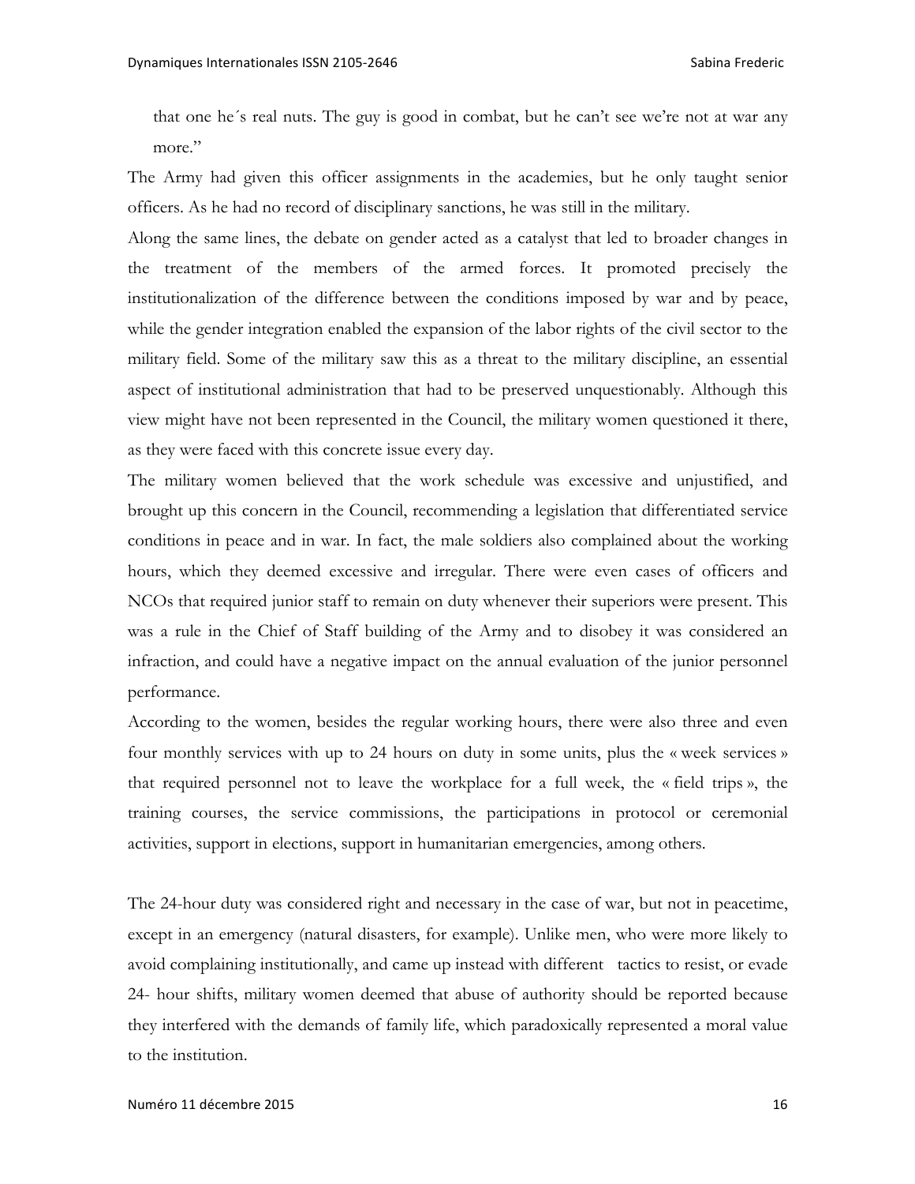that one he´s real nuts. The guy is good in combat, but he can't see we're not at war any more."

The Army had given this officer assignments in the academies, but he only taught senior officers. As he had no record of disciplinary sanctions, he was still in the military.

Along the same lines, the debate on gender acted as a catalyst that led to broader changes in the treatment of the members of the armed forces. It promoted precisely the institutionalization of the difference between the conditions imposed by war and by peace, while the gender integration enabled the expansion of the labor rights of the civil sector to the military field. Some of the military saw this as a threat to the military discipline, an essential aspect of institutional administration that had to be preserved unquestionably. Although this view might have not been represented in the Council, the military women questioned it there, as they were faced with this concrete issue every day.

The military women believed that the work schedule was excessive and unjustified, and brought up this concern in the Council, recommending a legislation that differentiated service conditions in peace and in war. In fact, the male soldiers also complained about the working hours, which they deemed excessive and irregular. There were even cases of officers and NCOs that required junior staff to remain on duty whenever their superiors were present. This was a rule in the Chief of Staff building of the Army and to disobey it was considered an infraction, and could have a negative impact on the annual evaluation of the junior personnel performance.

According to the women, besides the regular working hours, there were also three and even four monthly services with up to 24 hours on duty in some units, plus the « week services » that required personnel not to leave the workplace for a full week, the « field trips », the training courses, the service commissions, the participations in protocol or ceremonial activities, support in elections, support in humanitarian emergencies, among others.

The 24-hour duty was considered right and necessary in the case of war, but not in peacetime, except in an emergency (natural disasters, for example). Unlike men, who were more likely to avoid complaining institutionally, and came up instead with different tactics to resist, or evade 24- hour shifts, military women deemed that abuse of authority should be reported because they interfered with the demands of family life, which paradoxically represented a moral value to the institution.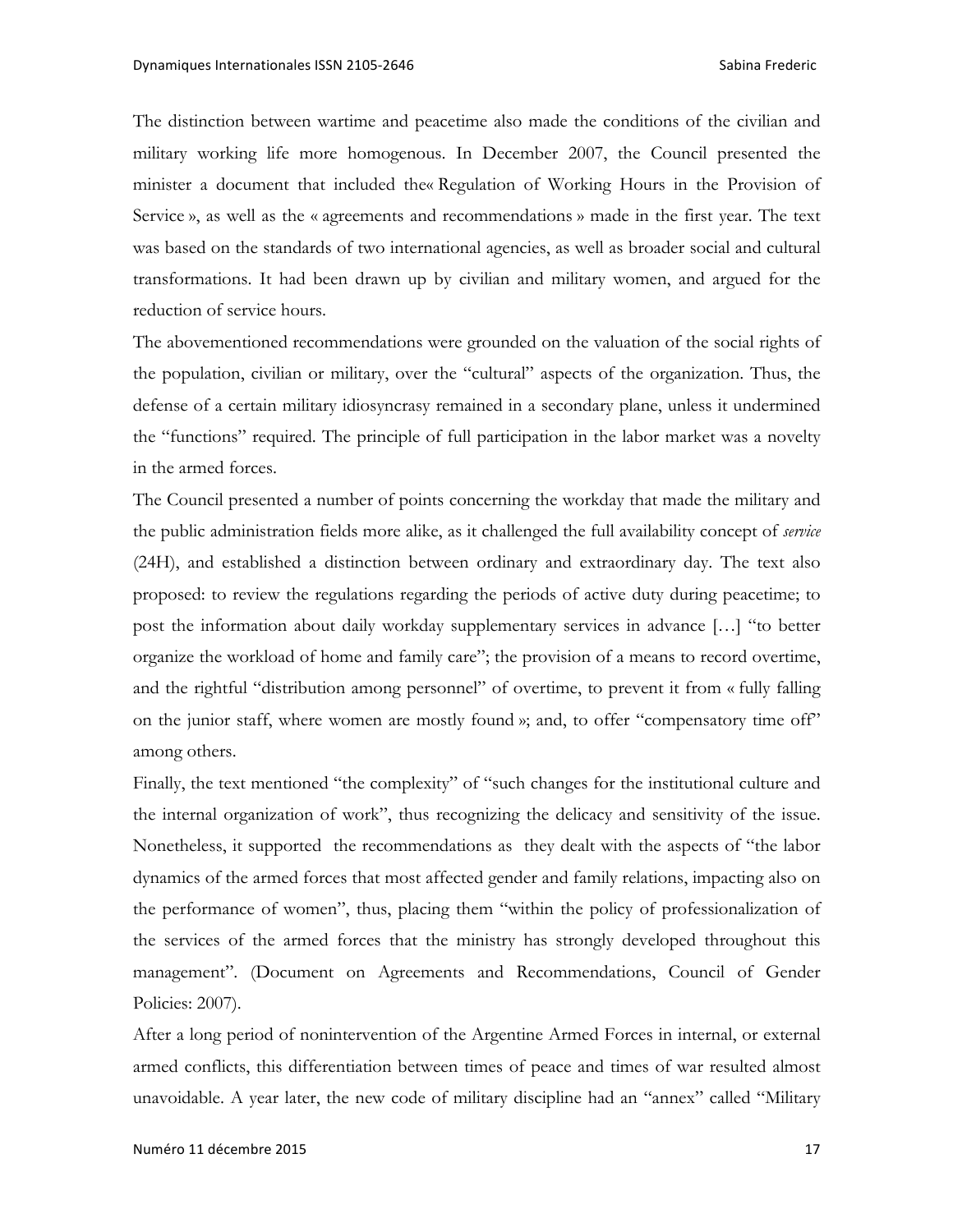The distinction between wartime and peacetime also made the conditions of the civilian and military working life more homogenous. In December 2007, the Council presented the minister a document that included the« Regulation of Working Hours in the Provision of Service », as well as the « agreements and recommendations » made in the first year. The text was based on the standards of two international agencies, as well as broader social and cultural transformations. It had been drawn up by civilian and military women, and argued for the reduction of service hours.

The abovementioned recommendations were grounded on the valuation of the social rights of the population, civilian or military, over the "cultural" aspects of the organization. Thus, the defense of a certain military idiosyncrasy remained in a secondary plane, unless it undermined the "functions" required. The principle of full participation in the labor market was a novelty in the armed forces.

The Council presented a number of points concerning the workday that made the military and the public administration fields more alike, as it challenged the full availability concept of *service* (24H), and established a distinction between ordinary and extraordinary day. The text also proposed: to review the regulations regarding the periods of active duty during peacetime; to post the information about daily workday supplementary services in advance […] "to better organize the workload of home and family care"; the provision of a means to record overtime, and the rightful "distribution among personnel" of overtime, to prevent it from « fully falling on the junior staff, where women are mostly found »; and, to offer "compensatory time off" among others.

Finally, the text mentioned "the complexity" of "such changes for the institutional culture and the internal organization of work", thus recognizing the delicacy and sensitivity of the issue. Nonetheless, it supported the recommendations as they dealt with the aspects of "the labor dynamics of the armed forces that most affected gender and family relations, impacting also on the performance of women", thus, placing them "within the policy of professionalization of the services of the armed forces that the ministry has strongly developed throughout this management". (Document on Agreements and Recommendations, Council of Gender Policies: 2007).

After a long period of nonintervention of the Argentine Armed Forces in internal, or external armed conflicts, this differentiation between times of peace and times of war resulted almost unavoidable. A year later, the new code of military discipline had an "annex" called "Military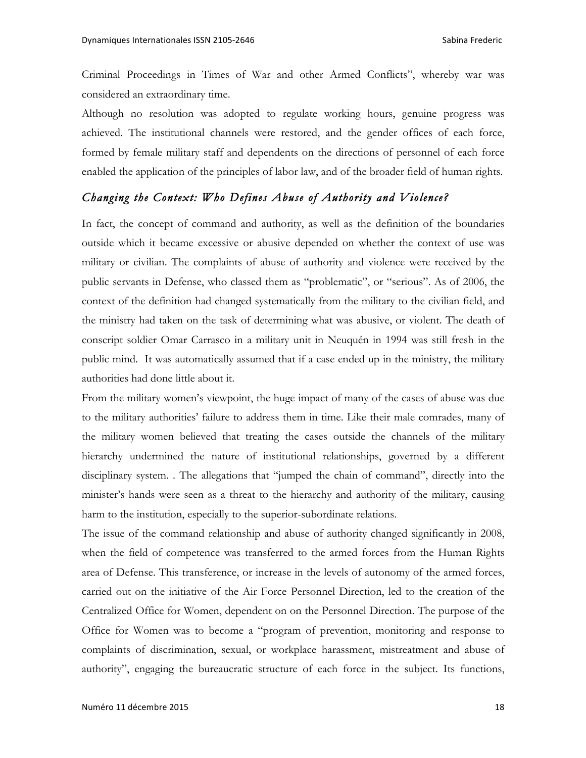Criminal Proceedings in Times of War and other Armed Conflicts", whereby war was considered an extraordinary time.

Although no resolution was adopted to regulate working hours, genuine progress was achieved. The institutional channels were restored, and the gender offices of each force, formed by female military staff and dependents on the directions of personnel of each force enabled the application of the principles of labor law, and of the broader field of human rights.

## *Changing the Context: Who Defines Abuse of Authority and Violence?*

In fact, the concept of command and authority, as well as the definition of the boundaries outside which it became excessive or abusive depended on whether the context of use was military or civilian. The complaints of abuse of authority and violence were received by the public servants in Defense, who classed them as "problematic", or "serious". As of 2006, the context of the definition had changed systematically from the military to the civilian field, and the ministry had taken on the task of determining what was abusive, or violent. The death of conscript soldier Omar Carrasco in a military unit in Neuquén in 1994 was still fresh in the public mind. It was automatically assumed that if a case ended up in the ministry, the military authorities had done little about it.

From the military women's viewpoint, the huge impact of many of the cases of abuse was due to the military authorities' failure to address them in time. Like their male comrades, many of the military women believed that treating the cases outside the channels of the military hierarchy undermined the nature of institutional relationships, governed by a different disciplinary system. . The allegations that "jumped the chain of command", directly into the minister's hands were seen as a threat to the hierarchy and authority of the military, causing harm to the institution, especially to the superior-subordinate relations.

The issue of the command relationship and abuse of authority changed significantly in 2008, when the field of competence was transferred to the armed forces from the Human Rights area of Defense. This transference, or increase in the levels of autonomy of the armed forces, carried out on the initiative of the Air Force Personnel Direction, led to the creation of the Centralized Office for Women, dependent on on the Personnel Direction. The purpose of the Office for Women was to become a "program of prevention, monitoring and response to complaints of discrimination, sexual, or workplace harassment, mistreatment and abuse of authority", engaging the bureaucratic structure of each force in the subject. Its functions,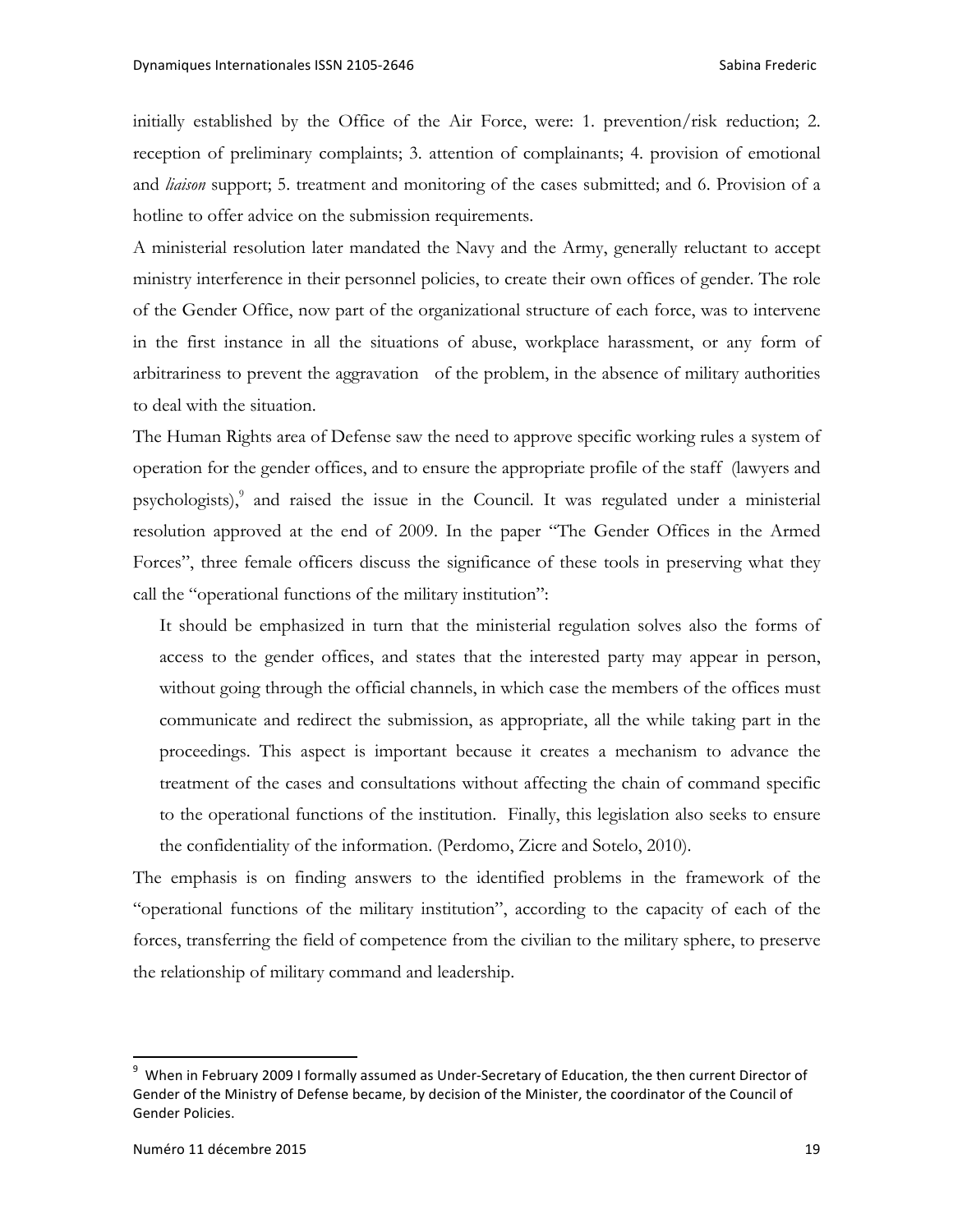initially established by the Office of the Air Force, were: 1. prevention/risk reduction; 2. reception of preliminary complaints; 3. attention of complainants; 4. provision of emotional and *liaison* support; 5. treatment and monitoring of the cases submitted; and 6. Provision of a hotline to offer advice on the submission requirements.

A ministerial resolution later mandated the Navy and the Army, generally reluctant to accept ministry interference in their personnel policies, to create their own offices of gender. The role of the Gender Office, now part of the organizational structure of each force, was to intervene in the first instance in all the situations of abuse, workplace harassment, or any form of arbitrariness to prevent the aggravation of the problem, in the absence of military authorities to deal with the situation.

The Human Rights area of Defense saw the need to approve specific working rules a system of operation for the gender offices, and to ensure the appropriate profile of the staff (lawyers and psychologists),[9] and raised the issue in the Council. It was regulated under a ministerial resolution approved at the end of 2009. In the paper "The Gender Offices in the Armed Forces", three female officers discuss the significance of these tools in preserving what they call the "operational functions of the military institution":

> It should be emphasized in turn that the ministerial regulation solves also the forms of access to the gender offices, and states that the interested party may appear in person, without going through the official channels, in which case the members of the offices must communicate and redirect the submission, as appropriate, all the while taking part in the proceedings. This aspect is important because it creates a mechanism to advance the treatment of the cases and consultations without affecting the chain of command specific to the operational functions of the institution. Finally, this legislation also seeks to ensure the confidentiality of the information. (Perdomo, Zicre and Sotelo, 2010).

The emphasis is on finding answers to the identified problems in the framework of the "operational functions of the military institution", according to the capacity of each of the forces, transferring the field of competence from the civilian to the military sphere, to preserve the relationship of military command and leadership.

---

[9] When in February 2009 I formally assumed as Under-Secretary of Education, the then current Director of Gender of the Ministry of Defense became, by decision of the Minister, the coordinator of the Council of Gender Policies.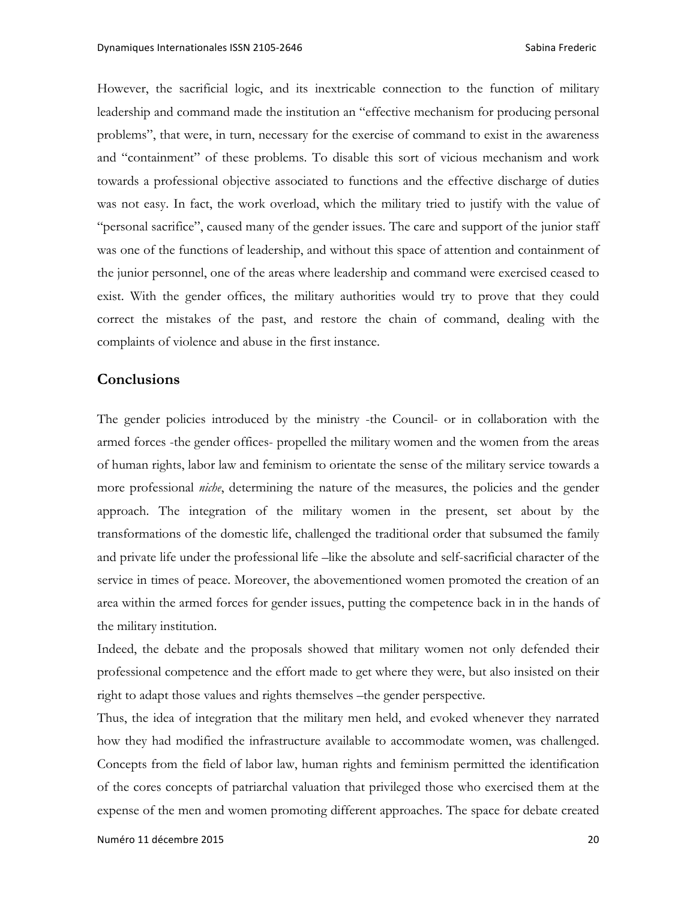However, the sacrificial logic, and its inextricable connection to the function of military leadership and command made the institution an "effective mechanism for producing personal problems", that were, in turn, necessary for the exercise of command to exist in the awareness and "containment" of these problems. To disable this sort of vicious mechanism and work towards a professional objective associated to functions and the effective discharge of duties was not easy. In fact, the work overload, which the military tried to justify with the value of "personal sacrifice", caused many of the gender issues. The care and support of the junior staff was one of the functions of leadership, and without this space of attention and containment of the junior personnel, one of the areas where leadership and command were exercised ceased to exist. With the gender offices, the military authorities would try to prove that they could correct the mistakes of the past, and restore the chain of command, dealing with the complaints of violence and abuse in the first instance.

## Conclusions

The gender policies introduced by the ministry -the Council- or in collaboration with the armed forces -the gender offices- propelled the military women and the women from the areas of human rights, labor law and feminism to orientate the sense of the military service towards a more professional *niche*, determining the nature of the measures, the policies and the gender approach. The integration of the military women in the present, set about by the transformations of the domestic life, challenged the traditional order that subsumed the family and private life under the professional life –like the absolute and self-sacrificial character of the service in times of peace. Moreover, the abovementioned women promoted the creation of an area within the armed forces for gender issues, putting the competence back in in the hands of the military institution.

Indeed, the debate and the proposals showed that military women not only defended their professional competence and the effort made to get where they were, but also insisted on their right to adapt those values and rights themselves –the gender perspective.

Thus, the idea of integration that the military men held, and evoked whenever they narrated how they had modified the infrastructure available to accommodate women, was challenged. Concepts from the field of labor law, human rights and feminism permitted the identification of the cores concepts of patriarchal valuation that privileged those who exercised them at the expense of the men and women promoting different approaches. The space for debate created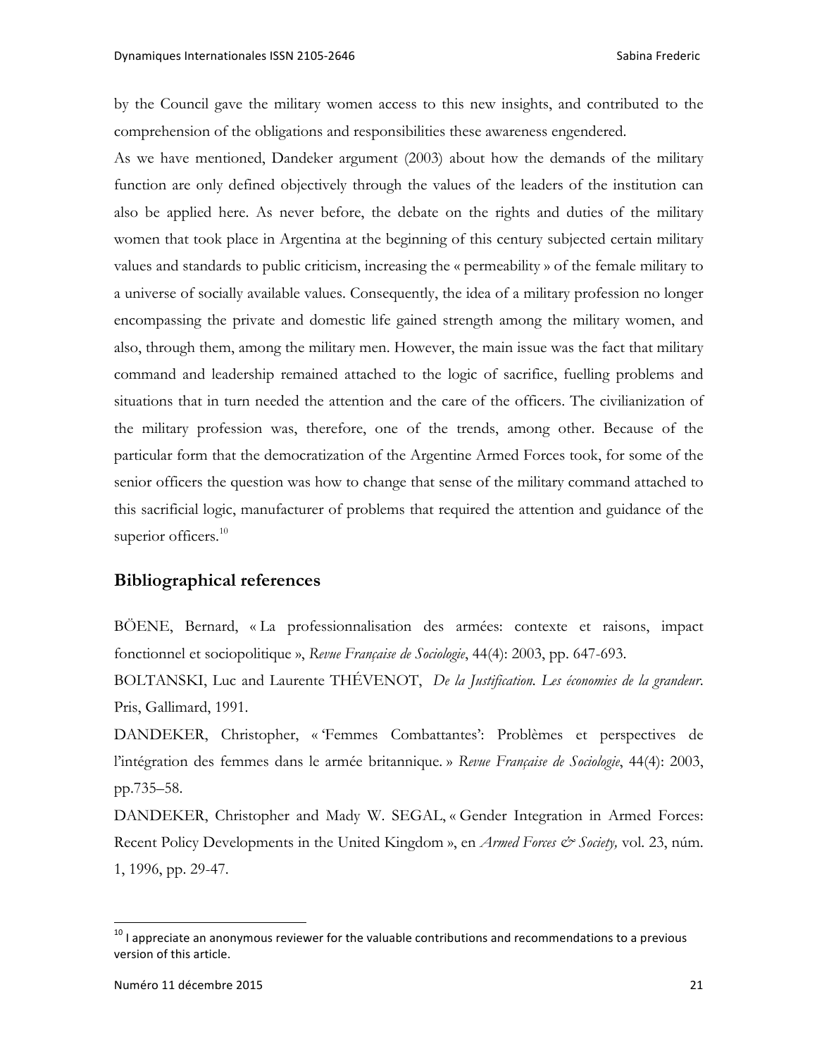by the Council gave the military women access to this new insights, and contributed to the comprehension of the obligations and responsibilities these awareness engendered.

As we have mentioned, Dandeker argument (2003) about how the demands of the military function are only defined objectively through the values of the leaders of the institution can also be applied here. As never before, the debate on the rights and duties of the military women that took place in Argentina at the beginning of this century subjected certain military values and standards to public criticism, increasing the « permeability » of the female military to a universe of socially available values. Consequently, the idea of a military profession no longer encompassing the private and domestic life gained strength among the military women, and also, through them, among the military men. However, the main issue was the fact that military command and leadership remained attached to the logic of sacrifice, fuelling problems and situations that in turn needed the attention and the care of the officers. The civilianization of the military profession was, therefore, one of the trends, among other. Because of the particular form that the democratization of the Argentine Armed Forces took, for some of the senior officers the question was how to change that sense of the military command attached to this sacrificial logic, manufacturer of problems that required the attention and guidance of the superior officers.[10]

## Bibliographical references

BÖENE, Bernard, « La professionnalisation des armées: contexte et raisons, impact fonctionnel et sociopolitique », *Revue Française de Sociologie*, 44(4): 2003, pp. 647-693.

BOLTANSKI, Luc and Laurente THÉVENOT, *De la Justification. Les économies de la grandeur*. Pris, Gallimard, 1991.

DANDEKER, Christopher, « 'Femmes Combattantes': Problèmes et perspectives de l'intégration des femmes dans le armée britannique. » *Revue Française de Sociologie*, 44(4): 2003, pp.735–58.

DANDEKER, Christopher and Mady W. SEGAL, « Gender Integration in Armed Forces: Recent Policy Developments in the United Kingdom », en *Armed Forces & Society,* vol. 23, núm. 1, 1996, pp. 29-47.

---

[10] I appreciate an anonymous reviewer for the valuable contributions and recommendations to a previous version of this article.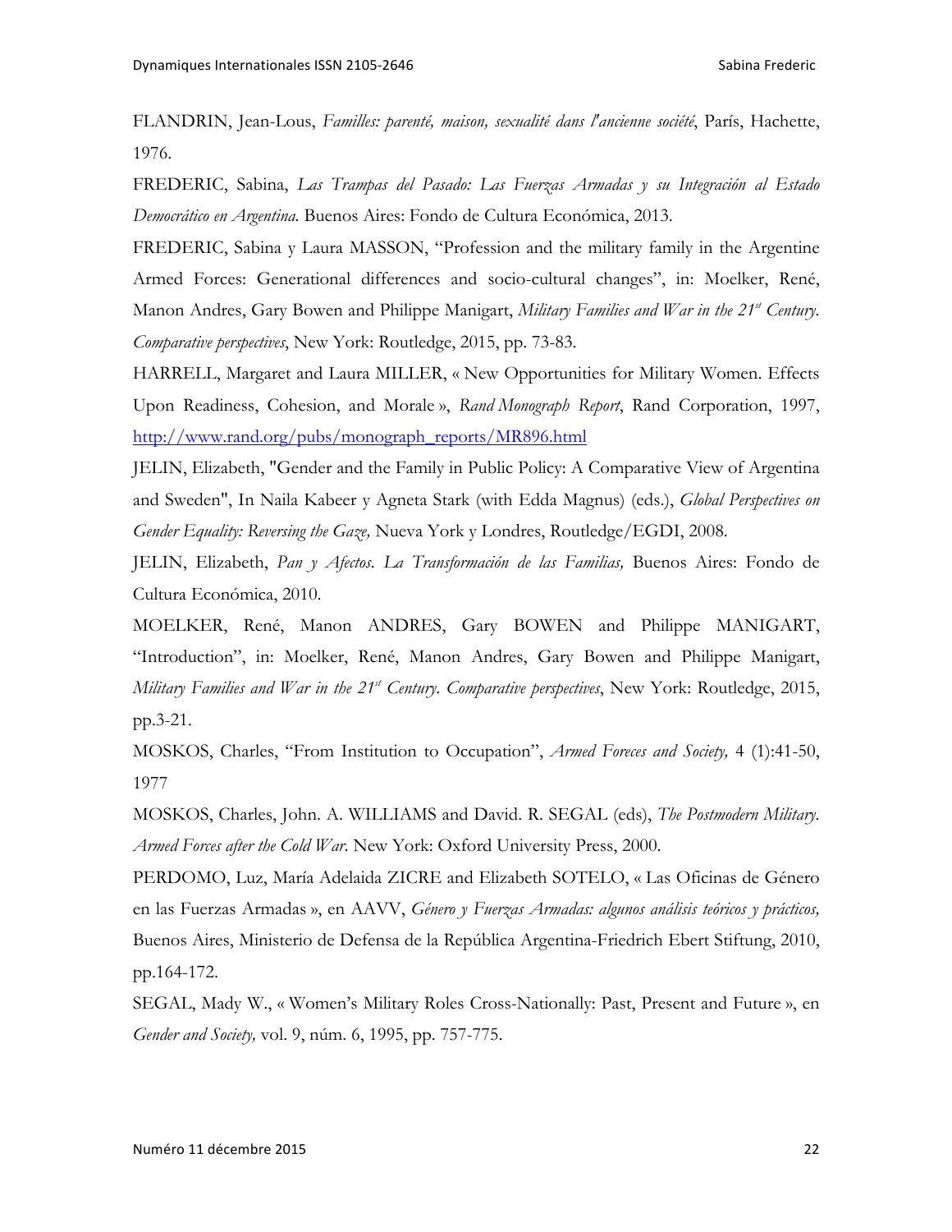FLANDRIN, Jean-Lous, *Familles: parenté, maison, sexualité dans l'ancienne société*, París, Hachette, 1976.

FREDERIC, Sabina, *Las Trampas del Pasado: Las Fuerzas Armadas y su Integración al Estado Democrático en Argentina.* Buenos Aires: Fondo de Cultura Económica, 2013.

FREDERIC, Sabina y Laura MASSON, "Profession and the military family in the Argentine Armed Forces: Generational differences and socio-cultural changes", in: Moelker, René, Manon Andres, Gary Bowen and Philippe Manigart, *Military Families and War in the 21st Century. Comparative perspectives*, New York: Routledge, 2015, pp. 73-83.

HARRELL, Margaret and Laura MILLER, « New Opportunities for Military Women. Effects Upon Readiness, Cohesion, and Morale », *Rand Monograph Report*, Rand Corporation, 1997, http://www.rand.org/pubs/monograph_reports/MR896.html

JELIN, Elizabeth, "Gender and the Family in Public Policy: A Comparative View of Argentina and Sweden", In Naila Kabeer y Agneta Stark (with Edda Magnus) (eds.), *Global Perspectives on Gender Equality: Reversing the Gaze,* Nueva York y Londres, Routledge/EGDI, 2008.

JELIN, Elizabeth, *Pan y Afectos. La Transformación de las Familias,* Buenos Aires: Fondo de Cultura Económica, 2010.

MOELKER, René, Manon ANDRES, Gary BOWEN and Philippe MANIGART, "Introduction", in: Moelker, René, Manon Andres, Gary Bowen and Philippe Manigart, *Military Families and War in the 21st Century. Comparative perspectives*, New York: Routledge, 2015, pp.3-21.

MOSKOS, Charles, "From Institution to Occupation", *Armed Foreces and Society,* 4 (1):41-50, 1977

MOSKOS, Charles, John. A. WILLIAMS and David. R. SEGAL (eds), *The Postmodern Military. Armed Forces after the Cold War.* New York: Oxford University Press, 2000.

PERDOMO, Luz, María Adelaida ZICRE and Elizabeth SOTELO, « Las Oficinas de Género en las Fuerzas Armadas », en AAVV, *Género y Fuerzas Armadas: algunos análisis teóricos y prácticos,* Buenos Aires, Ministerio de Defensa de la República Argentina-Friedrich Ebert Stiftung, 2010, pp.164-172.

SEGAL, Mady W., « Women's Military Roles Cross-Nationally: Past, Present and Future », en *Gender and Society,* vol. 9, núm. 6, 1995, pp. 757-775.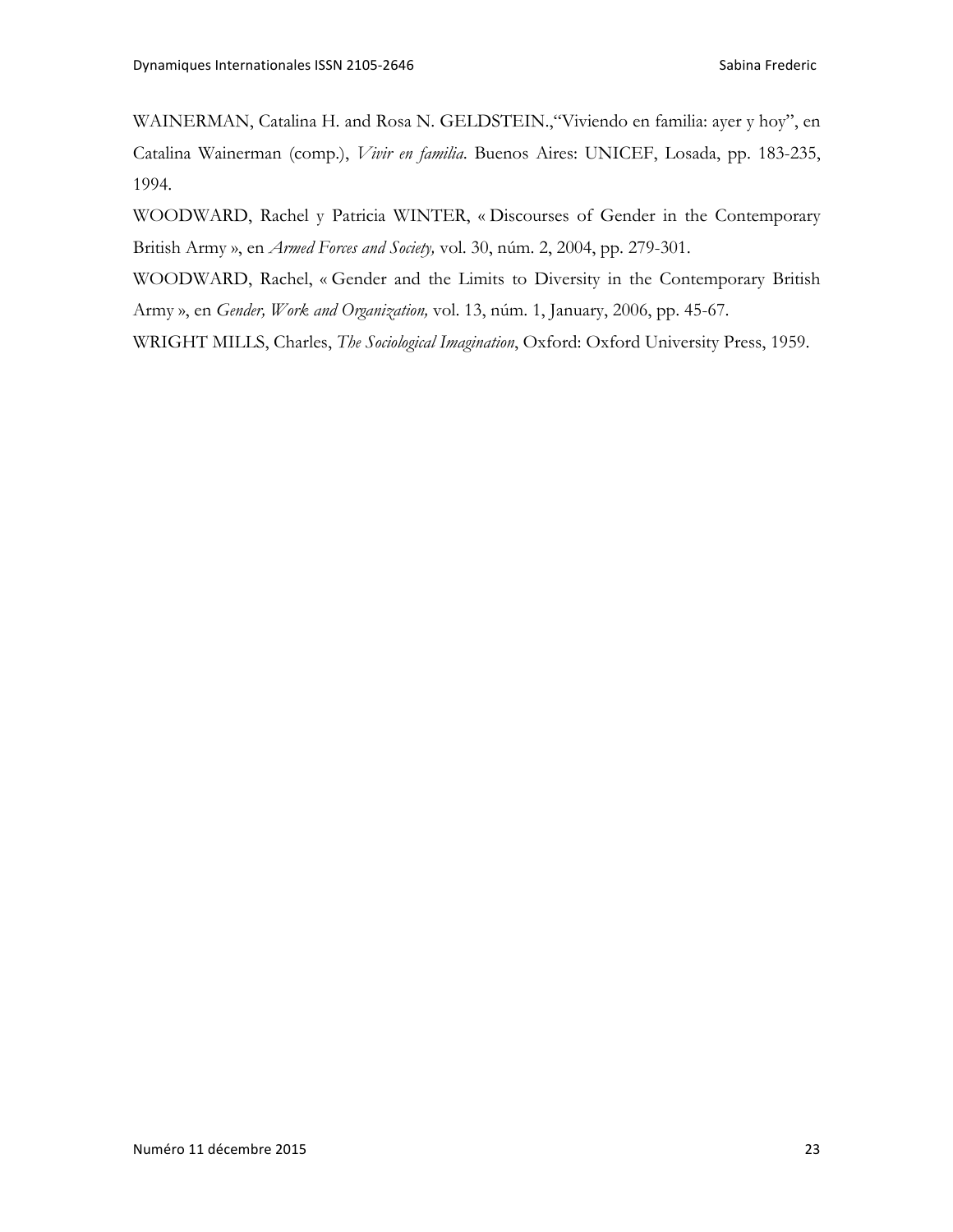WAINERMAN, Catalina H. and Rosa N. GELDSTEIN.,"Viviendo en familia: ayer y hoy", en Catalina Wainerman (comp.), *Vivir en familia*. Buenos Aires: UNICEF, Losada, pp. 183-235, 1994.

WOODWARD, Rachel y Patricia WINTER, « Discourses of Gender in the Contemporary British Army », en *Armed Forces and Society,* vol. 30, núm. 2, 2004, pp. 279-301.

WOODWARD, Rachel, « Gender and the Limits to Diversity in the Contemporary British Army », en *Gender, Work and Organization,* vol. 13, núm. 1, January, 2006, pp. 45-67.

WRIGHT MILLS, Charles, *The Sociological Imagination*, Oxford: Oxford University Press, 1959.